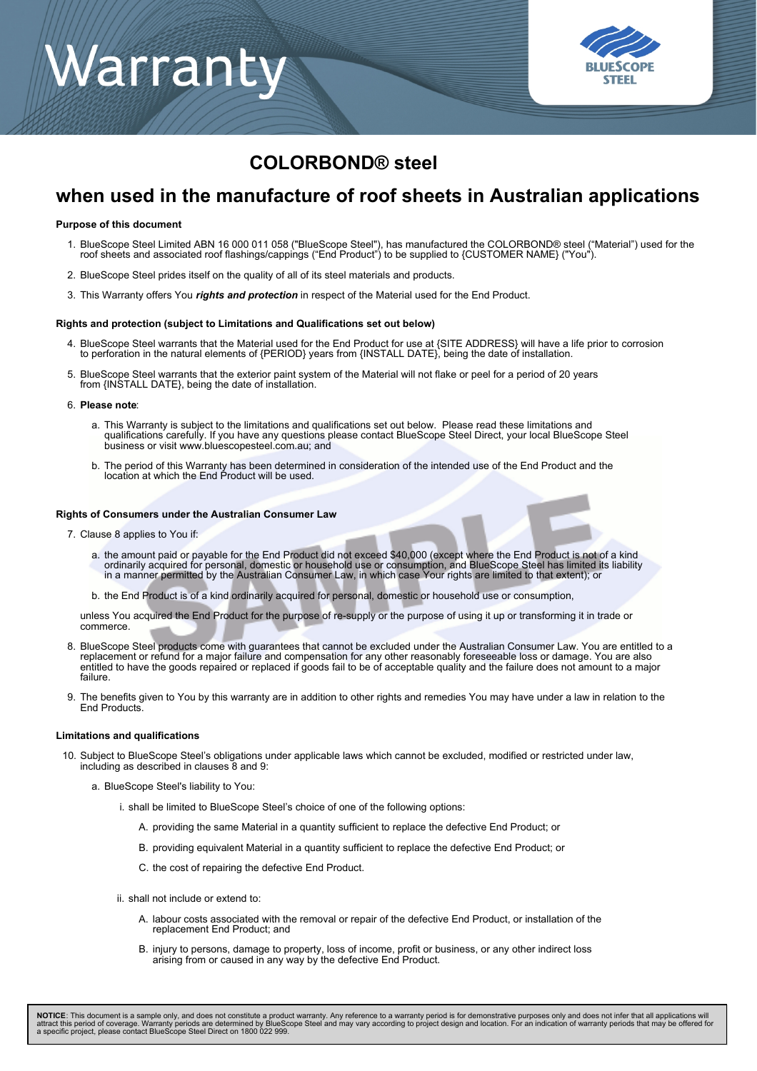# Warranty

## COLORBOND® steel

## when used in the manufacture of roof sheets in Australian applications

**Purpose of this document**

1. BlueScope Steel Limited ABN 16 000 011 058 ("BlueScope Steel"), has manufactured the COLORBOND® steel ("Material") used for the roof sheets and associated roof flashings/cappings ("End Product") to be supplied to {CUSTOMER NAME} ("You").
2. BlueScope Steel prides itself on the quality of all of its steel materials and products.
3. This Warranty offers You ***rights and protection*** in respect of the Material used for the End Product.

**Rights and protection (subject to Limitations and Qualifications set out below)**

4. BlueScope Steel warrants that the Material used for the End Product for use at {SITE ADDRESS} will have a life prior to corrosion to perforation in the natural elements of {PERIOD} years from {INSTALL DATE}, being the date of installation.
5. BlueScope Steel warrants that the exterior paint system of the Material will not flake or peel for a period of 20 years from {INSTALL DATE}, being the date of installation.
6. **Please note**:
   a. This Warranty is subject to the limitations and qualifications set out below. Please read these limitations and qualifications carefully. If you have any questions please contact BlueScope Steel Direct, your local BlueScope Steel business or visit www.bluescopesteel.com.au; and
   b. The period of this Warranty has been determined in consideration of the intended use of the End Product and the location at which the End Product will be used.

**Rights of Consumers under the Australian Consumer Law**

7. Clause 8 applies to You if:
   a. the amount paid or payable for the End Product did not exceed $40,000 (except where the End Product is not of a kind ordinarily acquired for personal, domestic or household use or consumption, and BlueScope Steel has limited its liability in a manner permitted by the Australian Consumer Law, in which case Your rights are limited to that extent); or
   b. the End Product is of a kind ordinarily acquired for personal, domestic or household use or consumption,

   unless You acquired the End Product for the purpose of re-supply or the purpose of using it up or transforming it in trade or commerce.
8. BlueScope Steel products come with guarantees that cannot be excluded under the Australian Consumer Law. You are entitled to a replacement or refund for a major failure and compensation for any other reasonably foreseeable loss or damage. You are also entitled to have the goods repaired or replaced if goods fail to be of acceptable quality and the failure does not amount to a major failure.
9. The benefits given to You by this warranty are in addition to other rights and remedies You may have under a law in relation to the End Products.

**Limitations and qualifications**

10. Subject to BlueScope Steel's obligations under applicable laws which cannot be excluded, modified or restricted under law, including as described in clauses 8 and 9:
    a. BlueScope Steel's liability to You:
       i. shall be limited to BlueScope Steel's choice of one of the following options:
          A. providing the same Material in a quantity sufficient to replace the defective End Product; or
          B. providing equivalent Material in a quantity sufficient to replace the defective End Product; or
          C. the cost of repairing the defective End Product.
       ii. shall not include or extend to:
          A. labour costs associated with the removal or repair of the defective End Product, or installation of the replacement End Product; and
          B. injury to persons, damage to property, loss of income, profit or business, or any other indirect loss arising from or caused in any way by the defective End Product.

**NOTICE**: This document is a sample only, and does not constitute a product warranty. Any reference to a warranty period is for demonstrative purposes only and does not infer that all applications will attract this period of coverage. Warranty periods are determined by BlueScope Steel and may vary according to project design and location. For an indication of warranty periods that may be offered for a specific project, please contact BlueScope Steel Direct on 1800 022 999.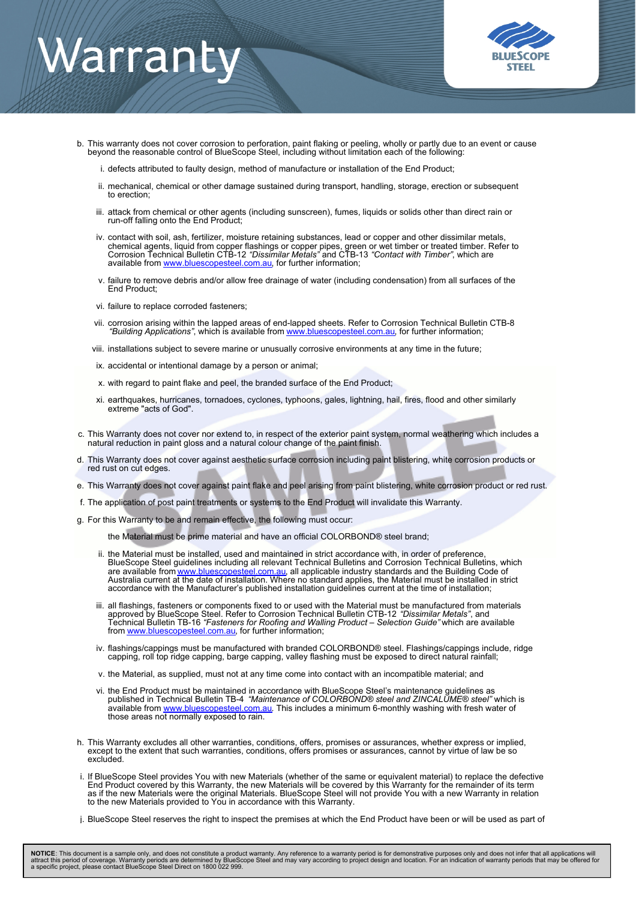b. This warranty does not cover corrosion to perforation, paint flaking or peeling, wholly or partly due to an event or cause beyond the reasonable control of BlueScope Steel, including without limitation each of the following:

   i. defects attributed to faulty design, method of manufacture or installation of the End Product;

   ii. mechanical, chemical or other damage sustained during transport, handling, storage, erection or subsequent to erection;

   iii. attack from chemical or other agents (including sunscreen), fumes, liquids or solids other than direct rain or run-off falling onto the End Product;

   iv. contact with soil, ash, fertilizer, moisture retaining substances, lead or copper and other dissimilar metals, chemical agents, liquid from copper flashings or copper pipes, green or wet timber or treated timber. Refer to Corrosion Technical Bulletin CTB-12 *"Dissimilar Metals"* and CTB-13 *"Contact with Timber"*, which are available from www.bluescopesteel.com.au, for further information;

   v. failure to remove debris and/or allow free drainage of water (including condensation) from all surfaces of the End Product;

   vi. failure to replace corroded fasteners;

   vii. corrosion arising within the lapped areas of end-lapped sheets. Refer to Corrosion Technical Bulletin CTB-8 *"Building Applications"*, which is available from www.bluescopesteel.com.au, for further information;

   viii. installations subject to severe marine or unusually corrosive environments at any time in the future;

   ix. accidental or intentional damage by a person or animal;

   x. with regard to paint flake and peel, the branded surface of the End Product;

   xi. earthquakes, hurricanes, tornadoes, cyclones, typhoons, gales, lightning, hail, fires, flood and other similarly extreme "acts of God".

c. This Warranty does not cover nor extend to, in respect of the exterior paint system, normal weathering which includes a natural reduction in paint gloss and a natural colour change of the paint finish.

d. This Warranty does not cover against aesthetic surface corrosion including paint blistering, white corrosion products or red rust on cut edges.

e. This Warranty does not cover against paint flake and peel arising from paint blistering, white corrosion product or red rust.

f. The application of post paint treatments or systems to the End Product will invalidate this Warranty.

g. For this Warranty to be and remain effective, the following must occur:

   the Material must be prime material and have an official COLORBOND® steel brand;

   ii. the Material must be installed, used and maintained in strict accordance with, in order of preference, BlueScope Steel guidelines including all relevant Technical Bulletins and Corrosion Technical Bulletins, which are available from www.bluescopesteel.com.au, all applicable industry standards and the Building Code of Australia current at the date of installation. Where no standard applies, the Material must be installed in strict accordance with the Manufacturer's published installation guidelines current at the time of installation;

   iii. all flashings, fasteners or components fixed to or used with the Material must be manufactured from materials approved by BlueScope Steel. Refer to Corrosion Technical Bulletin CTB-12 *"Dissimilar Metals"*, and Technical Bulletin TB-16 *"Fasteners for Roofing and Walling Product – Selection Guide"* which are available from www.bluescopesteel.com.au, for further information;

   iv. flashings/cappings must be manufactured with branded COLORBOND® steel. Flashings/cappings include, ridge capping, roll top ridge capping, barge capping, valley flashing must be exposed to direct natural rainfall;

   v. the Material, as supplied, must not at any time come into contact with an incompatible material; and

   vi. the End Product must be maintained in accordance with BlueScope Steel's maintenance guidelines as published in Technical Bulletin TB-4 *"Maintenance of COLORBOND® steel and ZINCALUME® steel"* which is available from www.bluescopesteel.com.au. This includes a minimum 6-monthly washing with fresh water of those areas not normally exposed to rain.

h. This Warranty excludes all other warranties, conditions, offers, promises or assurances, whether express or implied, except to the extent that such warranties, conditions, offers promises or assurances, cannot by virtue of law be so excluded.

i. If BlueScope Steel provides You with new Materials (whether of the same or equivalent material) to replace the defective End Product covered by this Warranty, the new Materials will be covered by this Warranty for the remainder of its term as if the new Materials were the original Materials. BlueScope Steel will not provide You with a new Warranty in relation to the new Materials provided to You in accordance with this Warranty.

j. BlueScope Steel reserves the right to inspect the premises at which the End Product have been or will be used as part of

**NOTICE**: This document is a sample only, and does not constitute a product warranty. Any reference to a warranty period is for demonstrative purposes only and does not infer that all applications will attract this period of coverage. Warranty periods are determined by BlueScope Steel and may vary according to project design and location. For an indication of warranty periods that may be offered for a specific project, please contact BlueScope Steel Direct on 1800 022 999.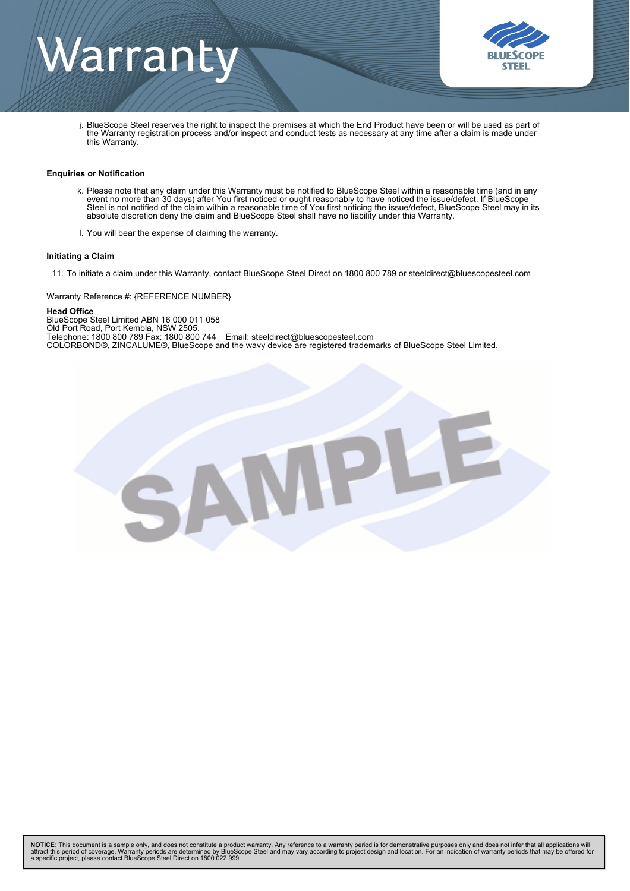# Warranty

j. BlueScope Steel reserves the right to inspect the premises at which the End Product have been or will be used as part of the Warranty registration process and/or inspect and conduct tests as necessary at any time after a claim is made under this Warranty.

**Enquiries or Notification**

k. Please note that any claim under this Warranty must be notified to BlueScope Steel within a reasonable time (and in any event no more than 30 days) after You first noticed or ought reasonably to have noticed the issue/defect. If BlueScope Steel is not notified of the claim within a reasonable time of You first noticing the issue/defect, BlueScope Steel may in its absolute discretion deny the claim and BlueScope Steel shall have no liability under this Warranty.

l. You will bear the expense of claiming the warranty.

**Initiating a Claim**

11. To initiate a claim under this Warranty, contact BlueScope Steel Direct on 1800 800 789 or steeldirect@bluescopesteel.com

Warranty Reference #: {REFERENCE NUMBER}

**Head Office**
BlueScope Steel Limited ABN 16 000 011 058
Old Port Road, Port Kembla, NSW 2505.
Telephone: 1800 800 789 Fax: 1800 800 744 Email: steeldirect@bluescopesteel.com
COLORBOND®, ZINCALUME®, BlueScope and the wavy device are registered trademarks of BlueScope Steel Limited.

SAMPLE

**NOTICE**: This document is a sample only, and does not constitute a product warranty. Any reference to a warranty period is for demonstrative purposes only and does not infer that all applications will attract this period of coverage. Warranty periods are determined by BlueScope Steel and may vary according to project design and location. For an indication of warranty periods that may be offered for a specific project, please contact BlueScope Steel Direct on 1800 022 999.